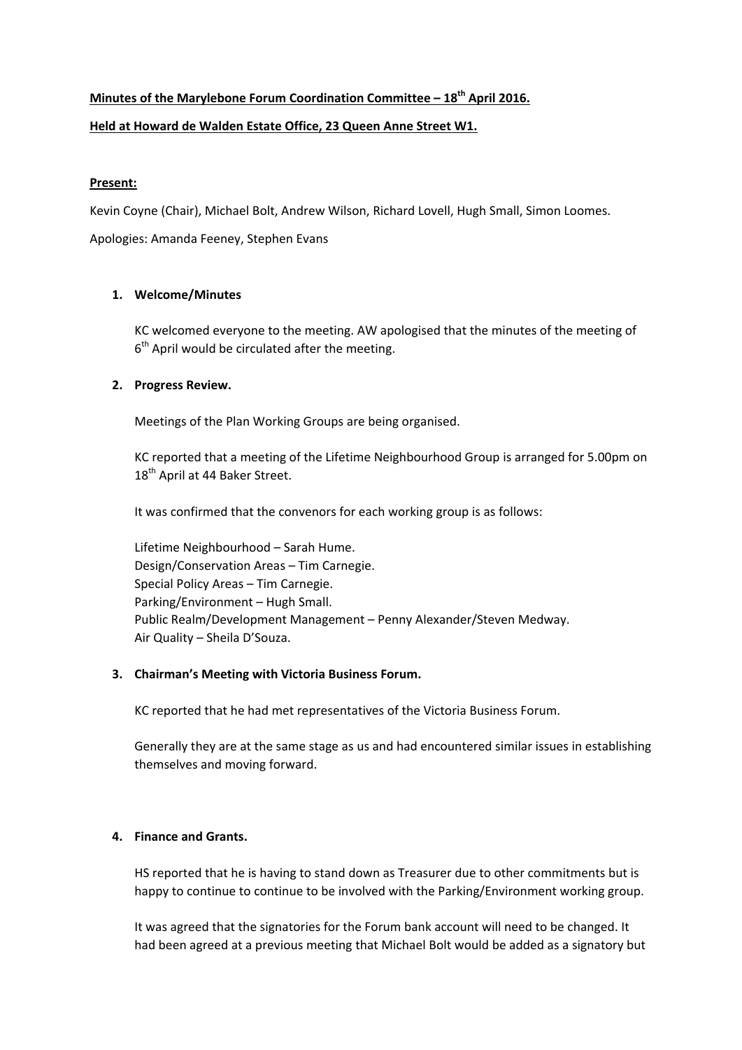**Minutes of the Marylebone Forum Coordination Committee – 18th April 2016.**

**Held at Howard de Walden Estate Office, 23 Queen Anne Street W1.**

**Present:**

Kevin Coyne (Chair), Michael Bolt, Andrew Wilson, Richard Lovell, Hugh Small, Simon Loomes.

Apologies: Amanda Feeney, Stephen Evans

1. **Welcome/Minutes**

   KC welcomed everyone to the meeting. AW apologised that the minutes of the meeting of 6th April would be circulated after the meeting.

2. **Progress Review.**

   Meetings of the Plan Working Groups are being organised.

   KC reported that a meeting of the Lifetime Neighbourhood Group is arranged for 5.00pm on 18th April at 44 Baker Street.

   It was confirmed that the convenors for each working group is as follows:

   Lifetime Neighbourhood – Sarah Hume.
   Design/Conservation Areas – Tim Carnegie.
   Special Policy Areas – Tim Carnegie.
   Parking/Environment – Hugh Small.
   Public Realm/Development Management – Penny Alexander/Steven Medway.
   Air Quality – Sheila D'Souza.

3. **Chairman's Meeting with Victoria Business Forum.**

   KC reported that he had met representatives of the Victoria Business Forum.

   Generally they are at the same stage as us and had encountered similar issues in establishing themselves and moving forward.

4. **Finance and Grants.**

   HS reported that he is having to stand down as Treasurer due to other commitments but is happy to continue to continue to be involved with the Parking/Environment working group.

   It was agreed that the signatories for the Forum bank account will need to be changed. It had been agreed at a previous meeting that Michael Bolt would be added as a signatory but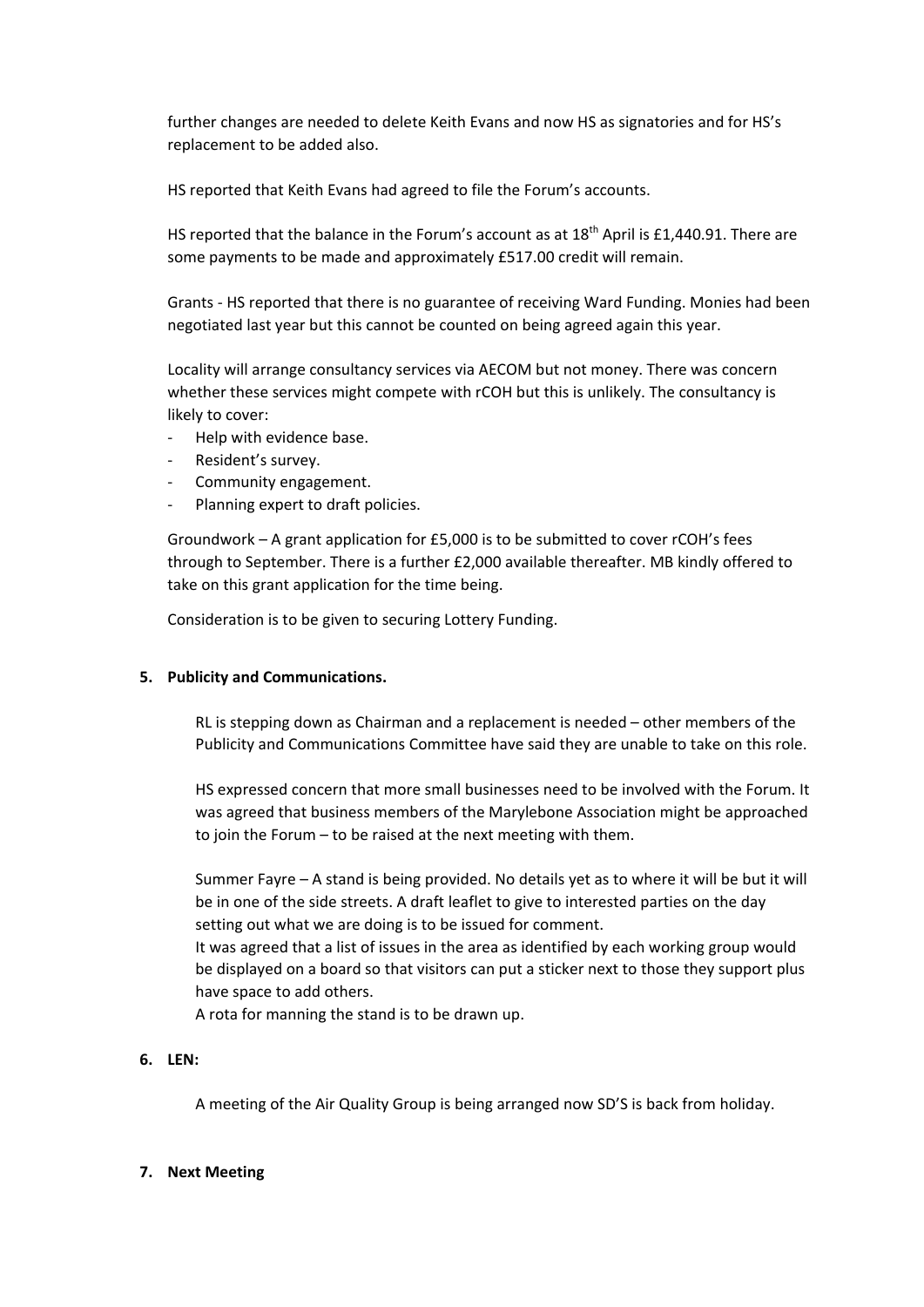further changes are needed to delete Keith Evans and now HS as signatories and for HS's replacement to be added also.

HS reported that Keith Evans had agreed to file the Forum's accounts.

HS reported that the balance in the Forum's account as at 18th April is £1,440.91. There are some payments to be made and approximately £517.00 credit will remain.

Grants - HS reported that there is no guarantee of receiving Ward Funding. Monies had been negotiated last year but this cannot be counted on being agreed again this year.

Locality will arrange consultancy services via AECOM but not money. There was concern whether these services might compete with rCOH but this is unlikely. The consultancy is likely to cover:

- Help with evidence base.
- Resident's survey.
- Community engagement.
- Planning expert to draft policies.

Groundwork – A grant application for £5,000 is to be submitted to cover rCOH's fees through to September. There is a further £2,000 available thereafter. MB kindly offered to take on this grant application for the time being.

Consideration is to be given to securing Lottery Funding.

**5. Publicity and Communications.**

RL is stepping down as Chairman and a replacement is needed – other members of the Publicity and Communications Committee have said they are unable to take on this role.

HS expressed concern that more small businesses need to be involved with the Forum. It was agreed that business members of the Marylebone Association might be approached to join the Forum – to be raised at the next meeting with them.

Summer Fayre – A stand is being provided. No details yet as to where it will be but it will be in one of the side streets. A draft leaflet to give to interested parties on the day setting out what we are doing is to be issued for comment.
It was agreed that a list of issues in the area as identified by each working group would be displayed on a board so that visitors can put a sticker next to those they support plus have space to add others.
A rota for manning the stand is to be drawn up.

**6. LEN:**

A meeting of the Air Quality Group is being arranged now SD'S is back from holiday.

**7. Next Meeting**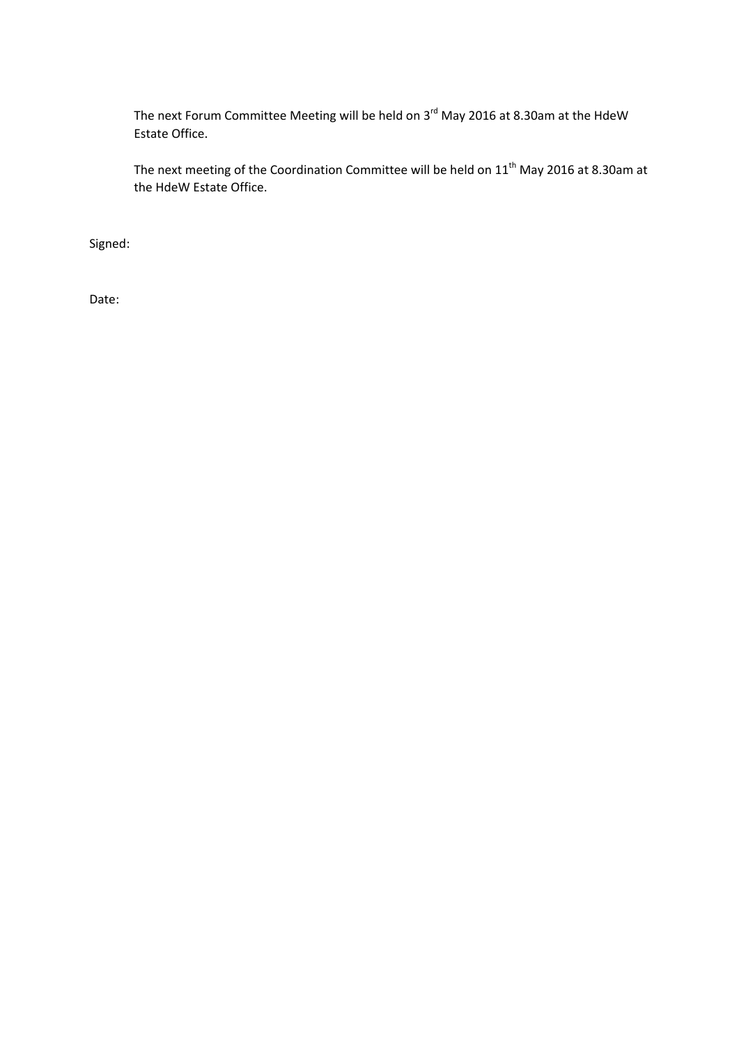The next Forum Committee Meeting will be held on 3rd May 2016 at 8.30am at the HdeW Estate Office.

The next meeting of the Coordination Committee will be held on 11th May 2016 at 8.30am at the HdeW Estate Office.

Signed:

Date: